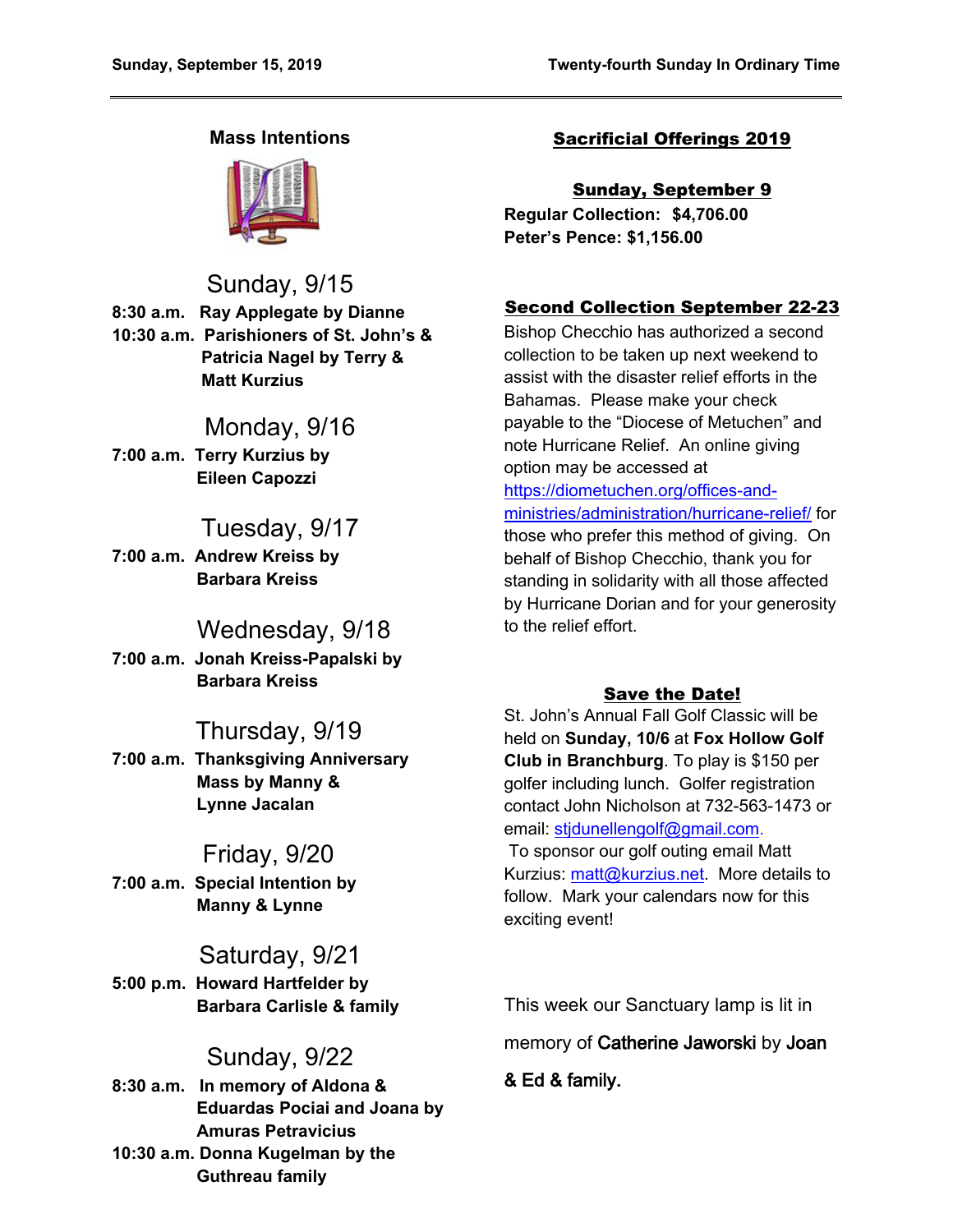## Mass Intentions

### Sunday, 9/15

**8:30 a.m. Ray Applegate by Dianne**
**10:30 a.m. Parishioners of St. John's & Patricia Nagel by Terry & Matt Kurzius**

### Monday, 9/16

**7:00 a.m. Terry Kurzius by Eileen Capozzi**

### Tuesday, 9/17

**7:00 a.m. Andrew Kreiss by Barbara Kreiss**

### Wednesday, 9/18

**7:00 a.m. Jonah Kreiss-Papalski by Barbara Kreiss**

### Thursday, 9/19

**7:00 a.m. Thanksgiving Anniversary Mass by Manny & Lynne Jacalan**

### Friday, 9/20

**7:00 a.m. Special Intention by Manny & Lynne**

### Saturday, 9/21

**5:00 p.m. Howard Hartfelder by Barbara Carlisle & family**

### Sunday, 9/22

**8:30 a.m. In memory of Aldona & Eduardas Pociai and Joana by Amuras Petravicius**
**10:30 a.m. Donna Kugelman by the Guthreau family**

## Sacrificial Offerings 2019

**Sunday, September 9**

**Regular Collection: $4,706.00**
**Peter's Pence: $1,156.00**

## Second Collection September 22-23

Bishop Checchio has authorized a second collection to be taken up next weekend to assist with the disaster relief efforts in the Bahamas. Please make your check payable to the "Diocese of Metuchen" and note Hurricane Relief. An online giving option may be accessed at https://diometuchen.org/offices-and-ministries/administration/hurricane-relief/ for those who prefer this method of giving. On behalf of Bishop Checchio, thank you for standing in solidarity with all those affected by Hurricane Dorian and for your generosity to the relief effort.

## Save the Date!

St. John's Annual Fall Golf Classic will be held on **Sunday, 10/6** at **Fox Hollow Golf Club in Branchburg**. To play is $150 per golfer including lunch. Golfer registration contact John Nicholson at 732-563-1473 or email: stjdunellengolf@gmail.com.
To sponsor our golf outing email Matt Kurzius: matt@kurzius.net. More details to follow. Mark your calendars now for this exciting event!

This week our Sanctuary lamp is lit in memory of Catherine Jaworski by Joan & Ed & family.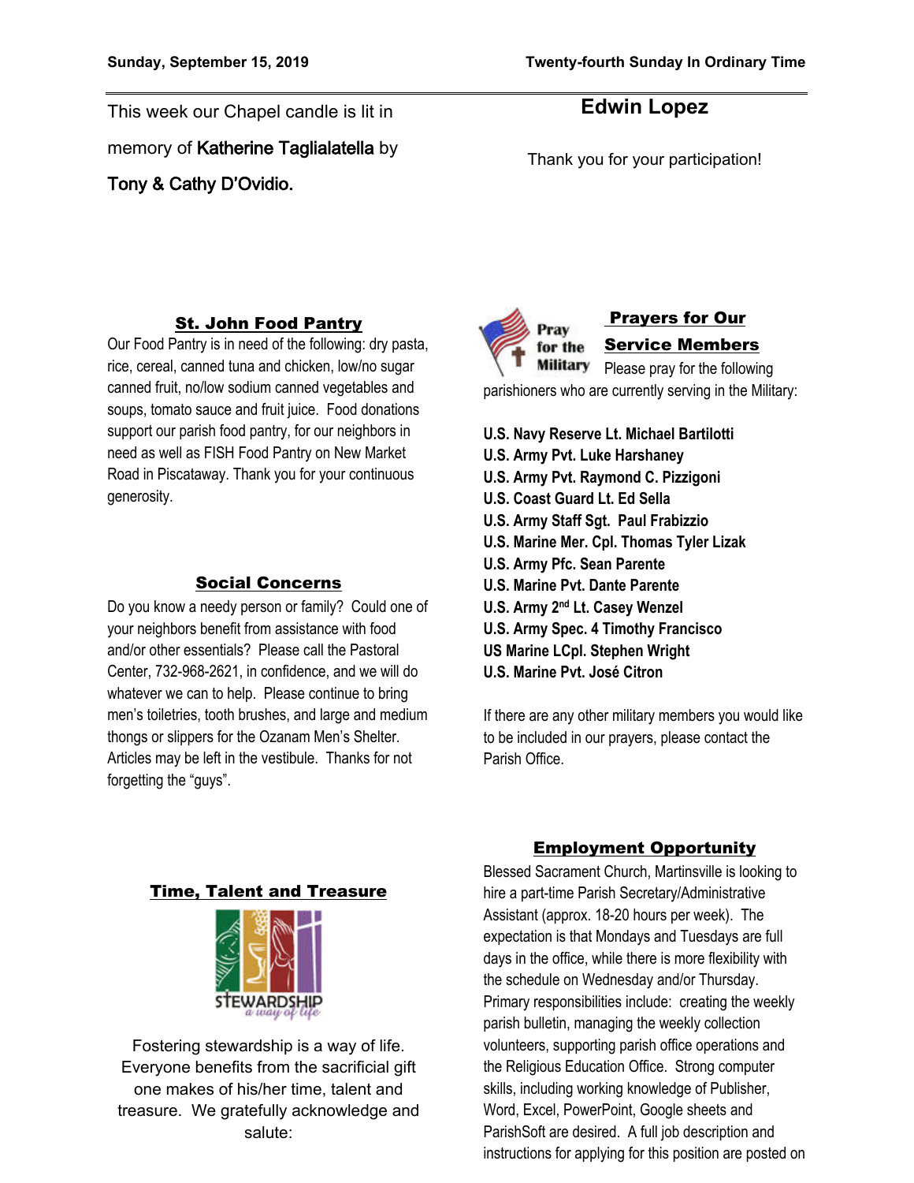This week our Chapel candle is lit in memory of **Katherine Taglialatella** by **Tony & Cathy D'Ovidio.**

## Edwin Lopez

Thank you for your participation!

## St. John Food Pantry

Our Food Pantry is in need of the following: dry pasta, rice, cereal, canned tuna and chicken, low/no sugar canned fruit, no/low sodium canned vegetables and soups, tomato sauce and fruit juice. Food donations support our parish food pantry, for our neighbors in need as well as FISH Food Pantry on New Market Road in Piscataway. Thank you for your continuous generosity.

## Social Concerns

Do you know a needy person or family? Could one of your neighbors benefit from assistance with food and/or other essentials? Please call the Pastoral Center, 732-968-2621, in confidence, and we will do whatever we can to help. Please continue to bring men's toiletries, tooth brushes, and large and medium thongs or slippers for the Ozanam Men's Shelter. Articles may be left in the vestibule. Thanks for not forgetting the "guys".

## Time, Talent and Treasure

Fostering stewardship is a way of life. Everyone benefits from the sacrificial gift one makes of his/her time, talent and treasure. We gratefully acknowledge and salute:

## Prayers for Our Service Members

Please pray for the following parishioners who are currently serving in the Military:

**U.S. Navy Reserve Lt. Michael Bartilotti**
**U.S. Army Pvt. Luke Harshaney**
**U.S. Army Pvt. Raymond C. Pizzigoni**
**U.S. Coast Guard Lt. Ed Sella**
**U.S. Army Staff Sgt. Paul Frabizzio**
**U.S. Marine Mer. Cpl. Thomas Tyler Lizak**
**U.S. Army Pfc. Sean Parente**
**U.S. Marine Pvt. Dante Parente**
**U.S. Army 2nd Lt. Casey Wenzel**
**U.S. Army Spec. 4 Timothy Francisco**
**US Marine LCpl. Stephen Wright**
**U.S. Marine Pvt. José Citron**

If there are any other military members you would like to be included in our prayers, please contact the Parish Office.

## Employment Opportunity

Blessed Sacrament Church, Martinsville is looking to hire a part-time Parish Secretary/Administrative Assistant (approx. 18-20 hours per week). The expectation is that Mondays and Tuesdays are full days in the office, while there is more flexibility with the schedule on Wednesday and/or Thursday. Primary responsibilities include: creating the weekly parish bulletin, managing the weekly collection volunteers, supporting parish office operations and the Religious Education Office. Strong computer skills, including working knowledge of Publisher, Word, Excel, PowerPoint, Google sheets and ParishSoft are desired. A full job description and instructions for applying for this position are posted on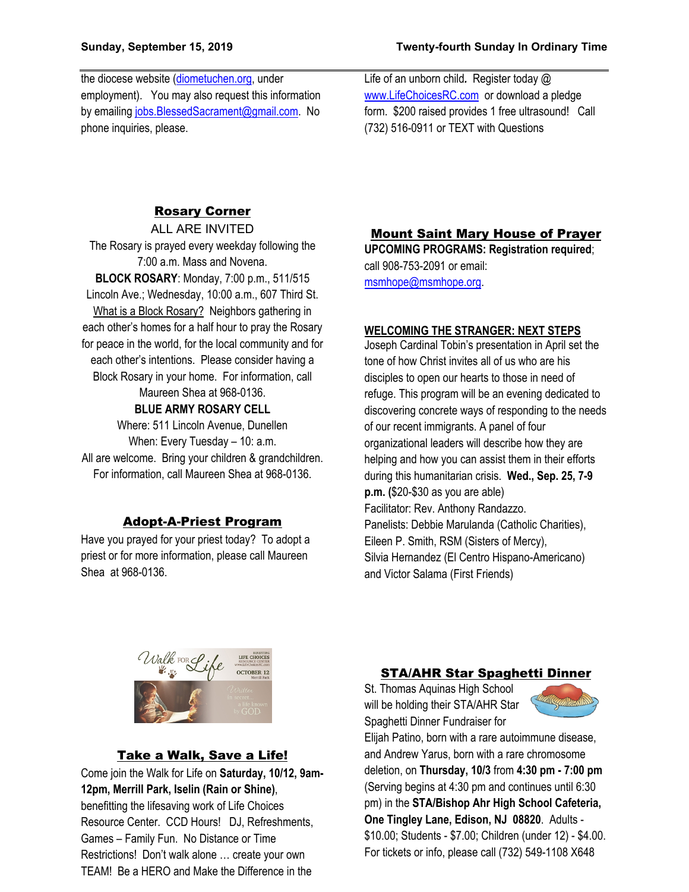the diocese website (diometuchen.org, under employment). You may also request this information by emailing jobs.BlessedSacrament@gmail.com. No phone inquiries, please.

## Rosary Corner

ALL ARE INVITED

The Rosary is prayed every weekday following the 7:00 a.m. Mass and Novena.

**BLOCK ROSARY**: Monday, 7:00 p.m., 511/515 Lincoln Ave.; Wednesday, 10:00 a.m., 607 Third St.

What is a Block Rosary? Neighbors gathering in each other's homes for a half hour to pray the Rosary for peace in the world, for the local community and for each other's intentions. Please consider having a Block Rosary in your home. For information, call Maureen Shea at 968-0136.

**BLUE ARMY ROSARY CELL**

Where: 511 Lincoln Avenue, Dunellen

When: Every Tuesday – 10: a.m.

All are welcome. Bring your children & grandchildren. For information, call Maureen Shea at 968-0136.

## Adopt-A-Priest Program

Have you prayed for your priest today? To adopt a priest or for more information, please call Maureen Shea at 968-0136.

## Take a Walk, Save a Life!

Come join the Walk for Life on **Saturday, 10/12, 9am-12pm, Merrill Park, Iselin (Rain or Shine)**, benefitting the lifesaving work of Life Choices Resource Center. CCD Hours! DJ, Refreshments, Games – Family Fun. No Distance or Time Restrictions! Don't walk alone … create your own TEAM! Be a HERO and Make the Difference in the Life of an unborn child. Register today @ www.LifeChoicesRC.com or download a pledge form. $200 raised provides 1 free ultrasound! Call (732) 516-0911 or TEXT with Questions

## Mount Saint Mary House of Prayer

**UPCOMING PROGRAMS: Registration required**; call 908-753-2091 or email: msmhope@msmhope.org.

**WELCOMING THE STRANGER: NEXT STEPS**

Joseph Cardinal Tobin's presentation in April set the tone of how Christ invites all of us who are his disciples to open our hearts to those in need of refuge. This program will be an evening dedicated to discovering concrete ways of responding to the needs of our recent immigrants. A panel of four organizational leaders will describe how they are helping and how you can assist them in their efforts during this humanitarian crisis. **Wed., Sep. 25, 7-9 p.m. (**$20-$30 as you are able)

Facilitator: Rev. Anthony Randazzo.

Panelists: Debbie Marulanda (Catholic Charities), Eileen P. Smith, RSM (Sisters of Mercy), Silvia Hernandez (El Centro Hispano-Americano) and Victor Salama (First Friends)

## STA/AHR Star Spaghetti Dinner

St. Thomas Aquinas High School will be holding their STA/AHR Star Spaghetti Dinner Fundraiser for Elijah Patino, born with a rare autoimmune disease, and Andrew Yarus, born with a rare chromosome deletion, on **Thursday, 10/3** from **4:30 pm - 7:00 pm** (Serving begins at 4:30 pm and continues until 6:30 pm) in the **STA/Bishop Ahr High School Cafeteria, One Tingley Lane, Edison, NJ 08820**. Adults - $10.00; Students - $7.00; Children (under 12) - $4.00. For tickets or info, please call (732) 549-1108 X648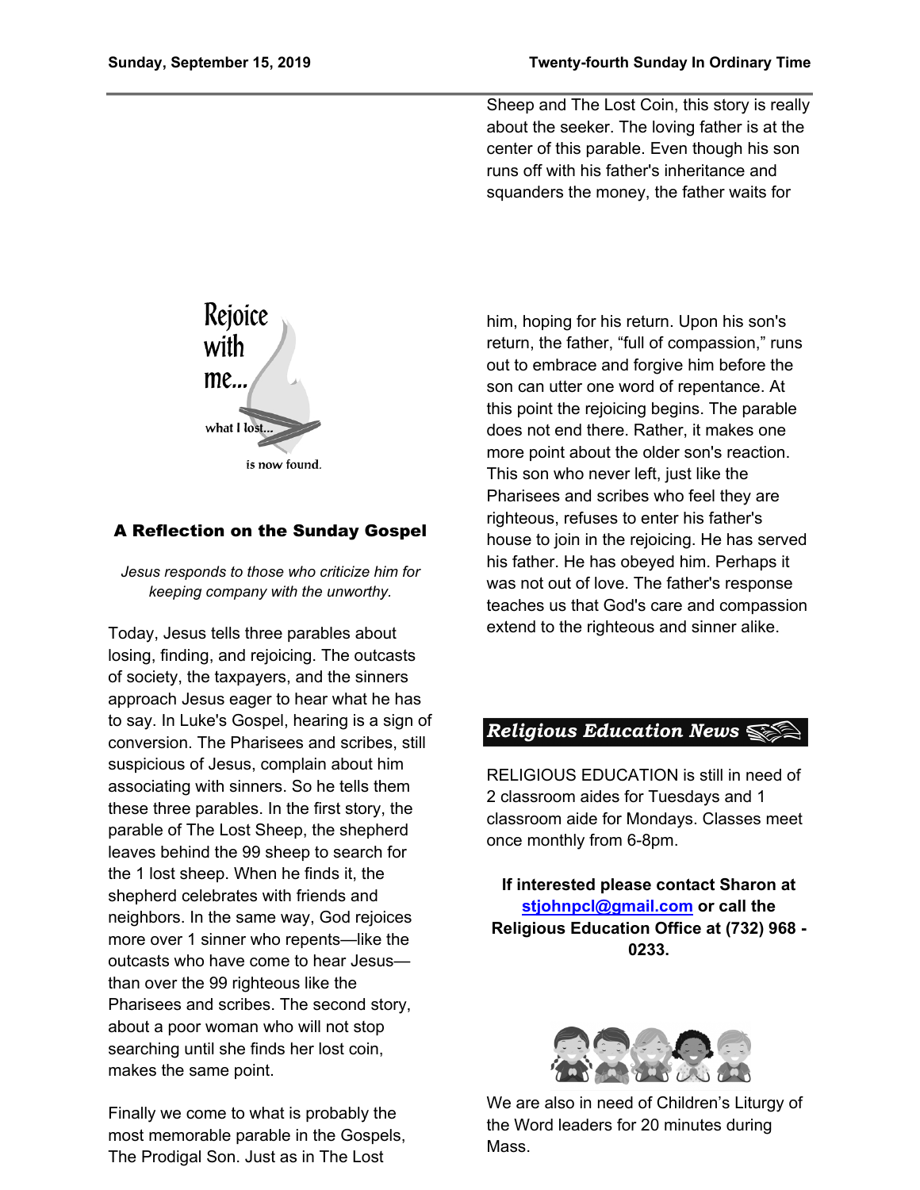Rejoice with me... what I lost... is now found.

## A Reflection on the Sunday Gospel

*Jesus responds to those who criticize him for keeping company with the unworthy.*

Today, Jesus tells three parables about losing, finding, and rejoicing. The outcasts of society, the taxpayers, and the sinners approach Jesus eager to hear what he has to say. In Luke's Gospel, hearing is a sign of conversion. The Pharisees and scribes, still suspicious of Jesus, complain about him associating with sinners. So he tells them these three parables. In the first story, the parable of The Lost Sheep, the shepherd leaves behind the 99 sheep to search for the 1 lost sheep. When he finds it, the shepherd celebrates with friends and neighbors. In the same way, God rejoices more over 1 sinner who repents—like the outcasts who have come to hear Jesus—than over the 99 righteous like the Pharisees and scribes. The second story, about a poor woman who will not stop searching until she finds her lost coin, makes the same point.

Finally we come to what is probably the most memorable parable in the Gospels, The Prodigal Son. Just as in The Lost Sheep and The Lost Coin, this story is really about the seeker. The loving father is at the center of this parable. Even though his son runs off with his father's inheritance and squanders the money, the father waits for him, hoping for his return. Upon his son's return, the father, "full of compassion," runs out to embrace and forgive him before the son can utter one word of repentance. At this point the rejoicing begins. The parable does not end there. Rather, it makes one more point about the older son's reaction. This son who never left, just like the Pharisees and scribes who feel they are righteous, refuses to enter his father's house to join in the rejoicing. He has served his father. He has obeyed him. Perhaps it was not out of love. The father's response teaches us that God's care and compassion extend to the righteous and sinner alike.

## *Religious Education News*

RELIGIOUS EDUCATION is still in need of 2 classroom aides for Tuesdays and 1 classroom aide for Mondays. Classes meet once monthly from 6-8pm.

**If interested please contact Sharon at [stjohnpcl@gmail.com](mailto:stjohnpcl@gmail.com) or call the Religious Education Office at (732) 968 - 0233.**

We are also in need of Children's Liturgy of the Word leaders for 20 minutes during Mass.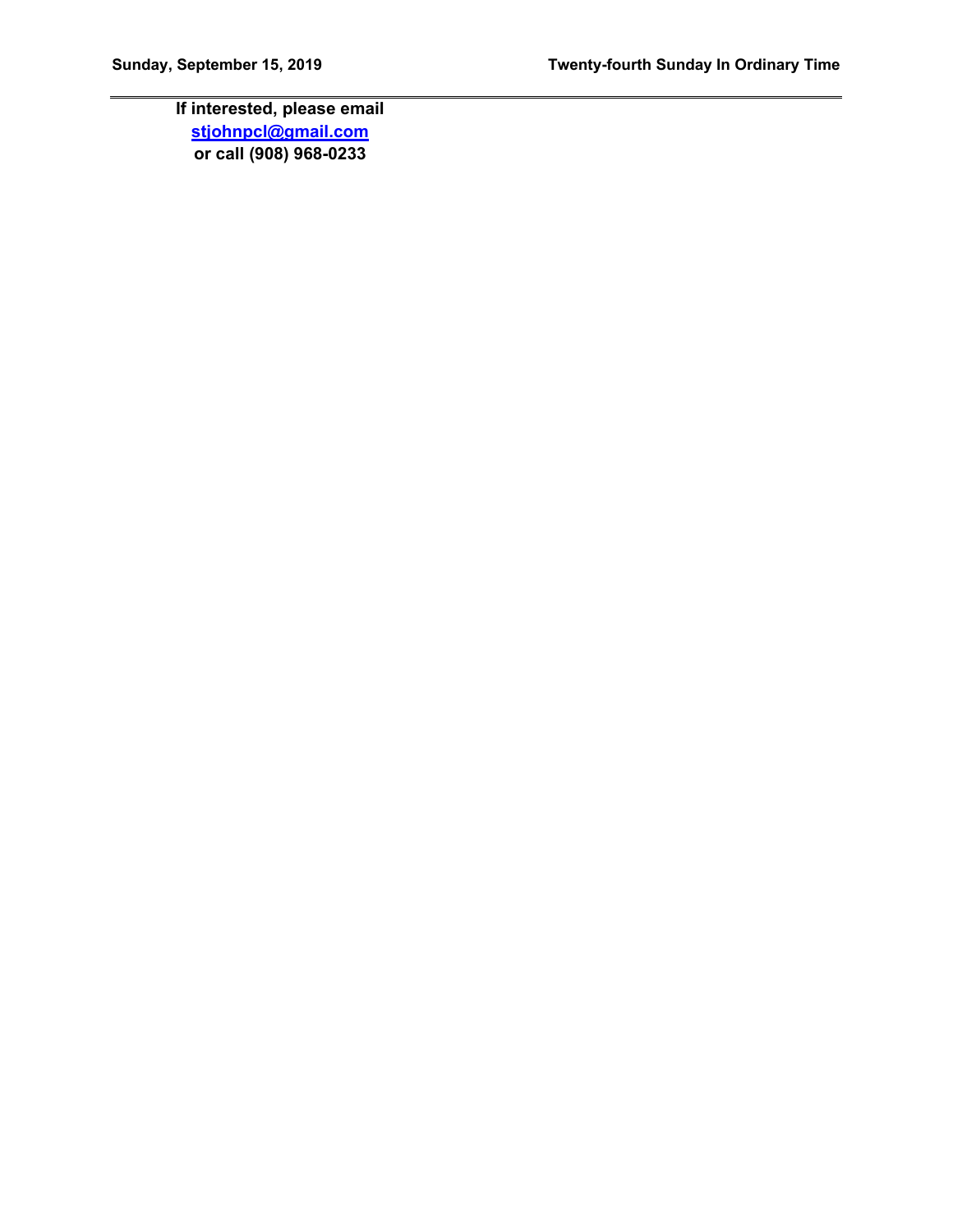**If interested, please email**
**stjohnpcl@gmail.com**
**or call (908) 968-0233**